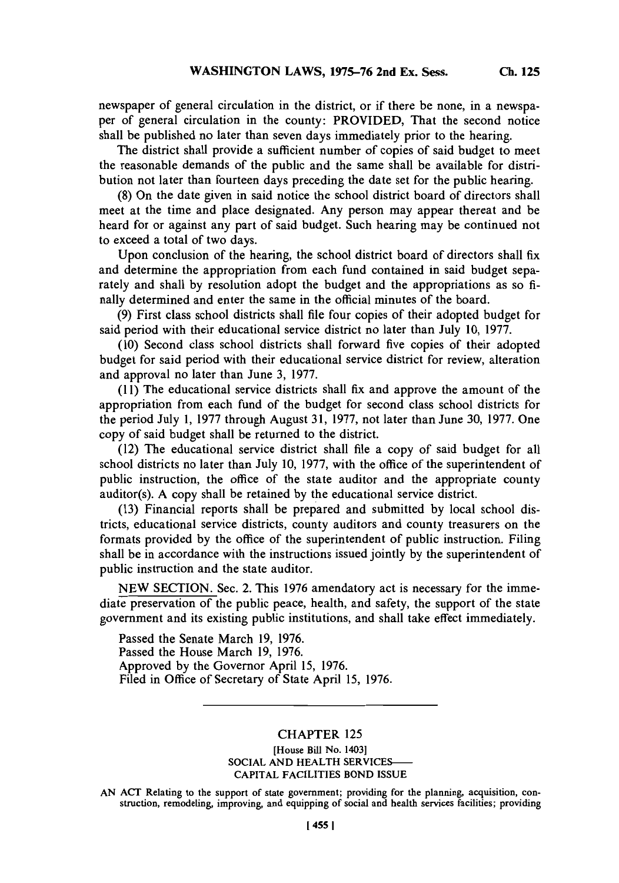newspaper of general circulation in the district, or if there be none, in a newspaper of general circulation in the county: PROVIDED, That the second notice shall be published no later than seven days immediately prior to the hearing.

The district shall provide a sufficient number of copies of said budget to meet the reasonable demands of the public and the same shall be available for distribution not later than fourteen days preceding the date set for the public hearing.

(8) On the date given in said notice the school district board of directors shall meet at the time and place designated. Any person may appear thereat and be heard for or against any part of said budget. Such hearing may be continued not to exceed a total of two days.

Upon conclusion of the hearing, the school district board of directors shall fix and determine the appropriation from each fund contained in said budget separately and shall by resolution adopt the budget and the appropriations as so finally determined and enter the same in the official minutes of the board.

(9) First class school districts shall file four copies of their adopted budget for said period with their educational service district no later than July 10, 1977.

(10) Second class school districts shall forward five copies of their adopted budget for said period with their educational service district for review, alteration and approval no later than June 3, 1977.

(11) The educational service districts shall fix and approve the amount of the appropriation from each fund of the budget for second class school districts for the period July 1, 1977 through August 31, 1977, not later than June 30, 1977. One copy of said budget shall be returned to the district.

(12) The educational service district shall file a copy of said budget for all school districts no later than July 10, 1977, with the office of the superintendent of public instruction, the office of the state auditor and the appropriate county auditor(s). A copy shall be retained by the educational service district.

(13) Financial reports shall be prepared and submitted by local school districts, educational service districts, county auditors and county treasurers on the formats provided by the office of the superintendent of public instruction. Filing shall be in accordance with the instructions issued jointly by the superintendent of public instruction and the state auditor.

NEW SECTION. Sec. 2. This 1976 amendatory act is necessary for the immediate preservation of the public peace, health, and safety, the support of the state government and its existing public institutions, and shall take effect immediately.

Passed the Senate March 19, 1976.
Passed the House March 19, 1976.
Approved by the Governor April 15, 1976.
Filed in Office of Secretary of State April 15, 1976.

---

## CHAPTER 125

[House Bill No. 1403]

SOCIAL AND HEALTH SERVICES—
CAPITAL FACILITIES BOND ISSUE

AN ACT Relating to the support of state government; providing for the planning, acquisition, construction, remodeling, improving, and equipping of social and health services facilities; providing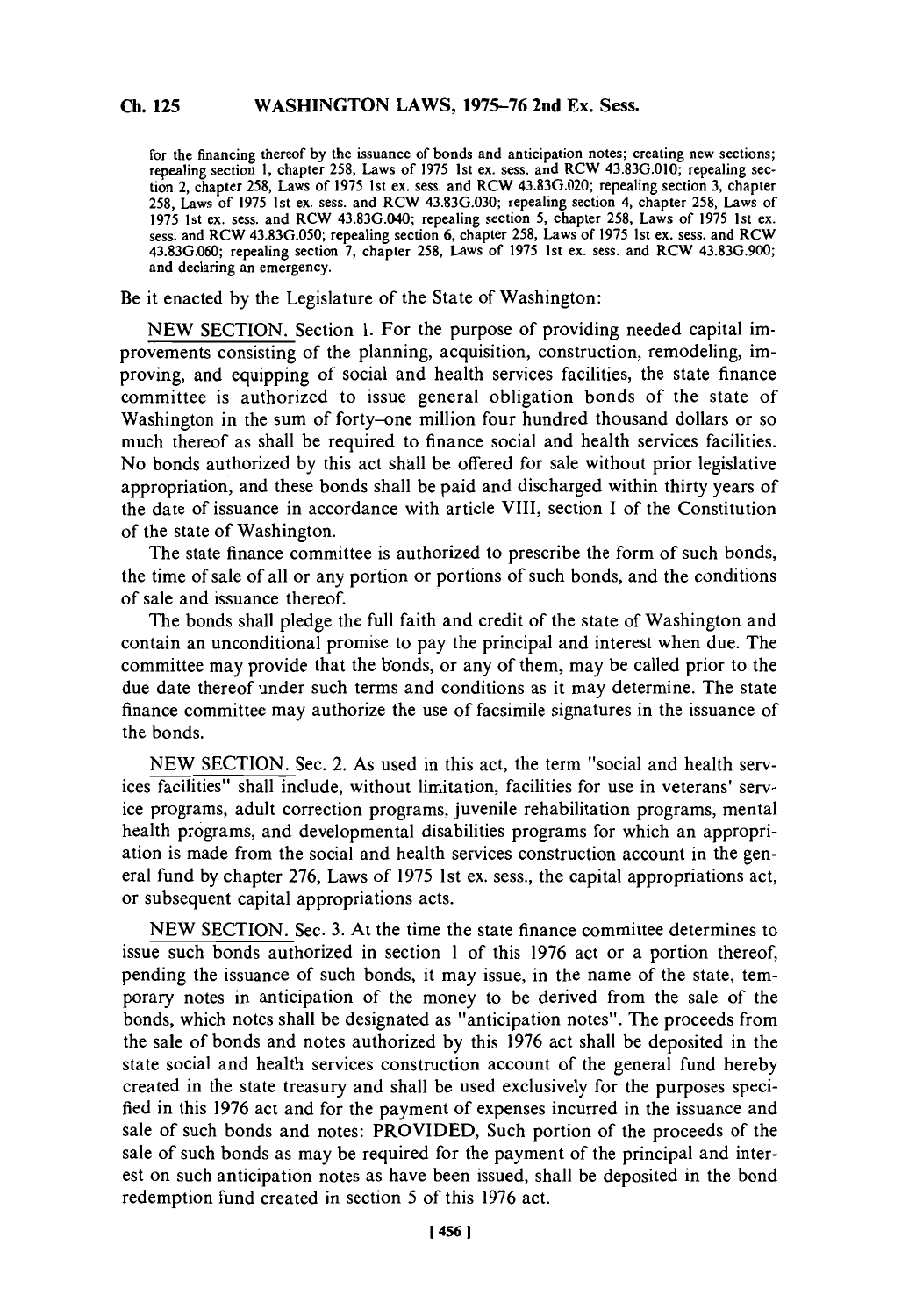for the financing thereof by the issuance of bonds and anticipation notes; creating new sections; repealing section 1, chapter 258, Laws of 1975 1st ex. sess. and RCW 43.83G.010; repealing section 2, chapter 258, Laws of 1975 1st ex. sess. and RCW 43.83G.020; repealing section 3, chapter 258, Laws of 1975 1st ex. sess. and RCW 43.83G.030; repealing section 4, chapter 258, Laws of 1975 1st ex. sess. and RCW 43.83G.040; repealing section 5, chapter 258, Laws of 1975 1st ex. sess. and RCW 43.83G.050; repealing section 6, chapter 258, Laws of 1975 1st ex. sess. and RCW 43.83G.060; repealing section 7, chapter 258, Laws of 1975 1st ex. sess. and RCW 43.83G.900; and declaring an emergency.

Be it enacted by the Legislature of the State of Washington:

NEW SECTION. Section 1. For the purpose of providing needed capital improvements consisting of the planning, acquisition, construction, remodeling, improving, and equipping of social and health services facilities, the state finance committee is authorized to issue general obligation bonds of the state of Washington in the sum of forty-one million four hundred thousand dollars or so much thereof as shall be required to finance social and health services facilities. No bonds authorized by this act shall be offered for sale without prior legislative appropriation, and these bonds shall be paid and discharged within thirty years of the date of issuance in accordance with article VIII, section I of the Constitution of the state of Washington.

The state finance committee is authorized to prescribe the form of such bonds, the time of sale of all or any portion or portions of such bonds, and the conditions of sale and issuance thereof.

The bonds shall pledge the full faith and credit of the state of Washington and contain an unconditional promise to pay the principal and interest when due. The committee may provide that the bonds, or any of them, may be called prior to the due date thereof under such terms and conditions as it may determine. The state finance committee may authorize the use of facsimile signatures in the issuance of the bonds.

NEW SECTION. Sec. 2. As used in this act, the term "social and health services facilities" shall include, without limitation, facilities for use in veterans' service programs, adult correction programs, juvenile rehabilitation programs, mental health programs, and developmental disabilities programs for which an appropriation is made from the social and health services construction account in the general fund by chapter 276, Laws of 1975 1st ex. sess., the capital appropriations act, or subsequent capital appropriations acts.

NEW SECTION. Sec. 3. At the time the state finance committee determines to issue such bonds authorized in section 1 of this 1976 act or a portion thereof, pending the issuance of such bonds, it may issue, in the name of the state, temporary notes in anticipation of the money to be derived from the sale of the bonds, which notes shall be designated as "anticipation notes". The proceeds from the sale of bonds and notes authorized by this 1976 act shall be deposited in the state social and health services construction account of the general fund hereby created in the state treasury and shall be used exclusively for the purposes specified in this 1976 act and for the payment of expenses incurred in the issuance and sale of such bonds and notes: PROVIDED, Such portion of the proceeds of the sale of such bonds as may be required for the payment of the principal and interest on such anticipation notes as have been issued, shall be deposited in the bond redemption fund created in section 5 of this 1976 act.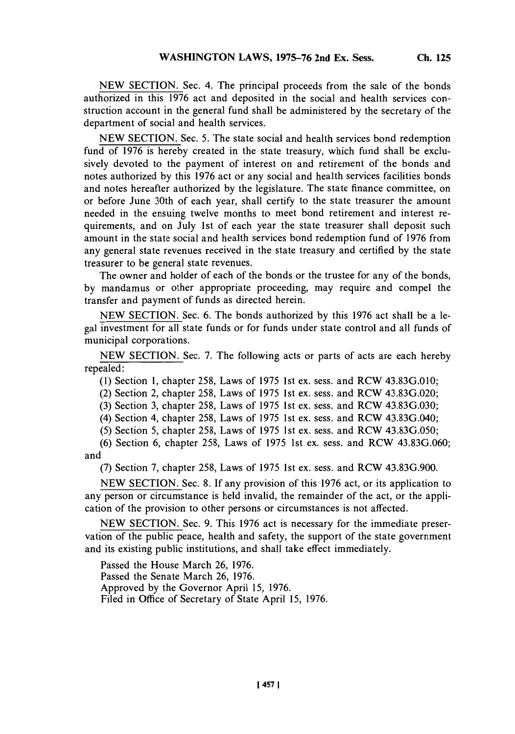NEW SECTION. Sec. 4. The principal proceeds from the sale of the bonds authorized in this 1976 act and deposited in the social and health services construction account in the general fund shall be administered by the secretary of the department of social and health services.

NEW SECTION. Sec. 5. The state social and health services bond redemption fund of 1976 is hereby created in the state treasury, which fund shall be exclusively devoted to the payment of interest on and retirement of the bonds and notes authorized by this 1976 act or any social and health services facilities bonds and notes hereafter authorized by the legislature. The state finance committee, on or before June 30th of each year, shall certify to the state treasurer the amount needed in the ensuing twelve months to meet bond retirement and interest requirements, and on July 1st of each year the state treasurer shall deposit such amount in the state social and health services bond redemption fund of 1976 from any general state revenues received in the state treasury and certified by the state treasurer to be general state revenues.

The owner and holder of each of the bonds or the trustee for any of the bonds, by mandamus or other appropriate proceeding, may require and compel the transfer and payment of funds as directed herein.

NEW SECTION. Sec. 6. The bonds authorized by this 1976 act shall be a legal investment for all state funds or for funds under state control and all funds of municipal corporations.

NEW SECTION. Sec. 7. The following acts or parts of acts are each hereby repealed:

(1) Section 1, chapter 258, Laws of 1975 1st ex. sess. and RCW 43.83G.010;

(2) Section 2, chapter 258, Laws of 1975 1st ex. sess. and RCW 43.83G.020;

(3) Section 3, chapter 258, Laws of 1975 1st ex. sess. and RCW 43.83G.030;

(4) Section 4, chapter 258, Laws of 1975 1st ex. sess. and RCW 43.83G.040;

(5) Section 5, chapter 258, Laws of 1975 1st ex. sess. and RCW 43.83G.050;

(6) Section 6, chapter 258, Laws of 1975 1st ex. sess. and RCW 43.83G.060; and

(7) Section 7, chapter 258, Laws of 1975 1st ex. sess. and RCW 43.83G.900.

NEW SECTION. Sec. 8. If any provision of this 1976 act, or its application to any person or circumstance is held invalid, the remainder of the act, or the application of the provision to other persons or circumstances is not affected.

NEW SECTION. Sec. 9. This 1976 act is necessary for the immediate preservation of the public peace, health and safety, the support of the state government and its existing public institutions, and shall take effect immediately.

Passed the House March 26, 1976.

Passed the Senate March 26, 1976.

Approved by the Governor April 15, 1976.

Filed in Office of Secretary of State April 15, 1976.